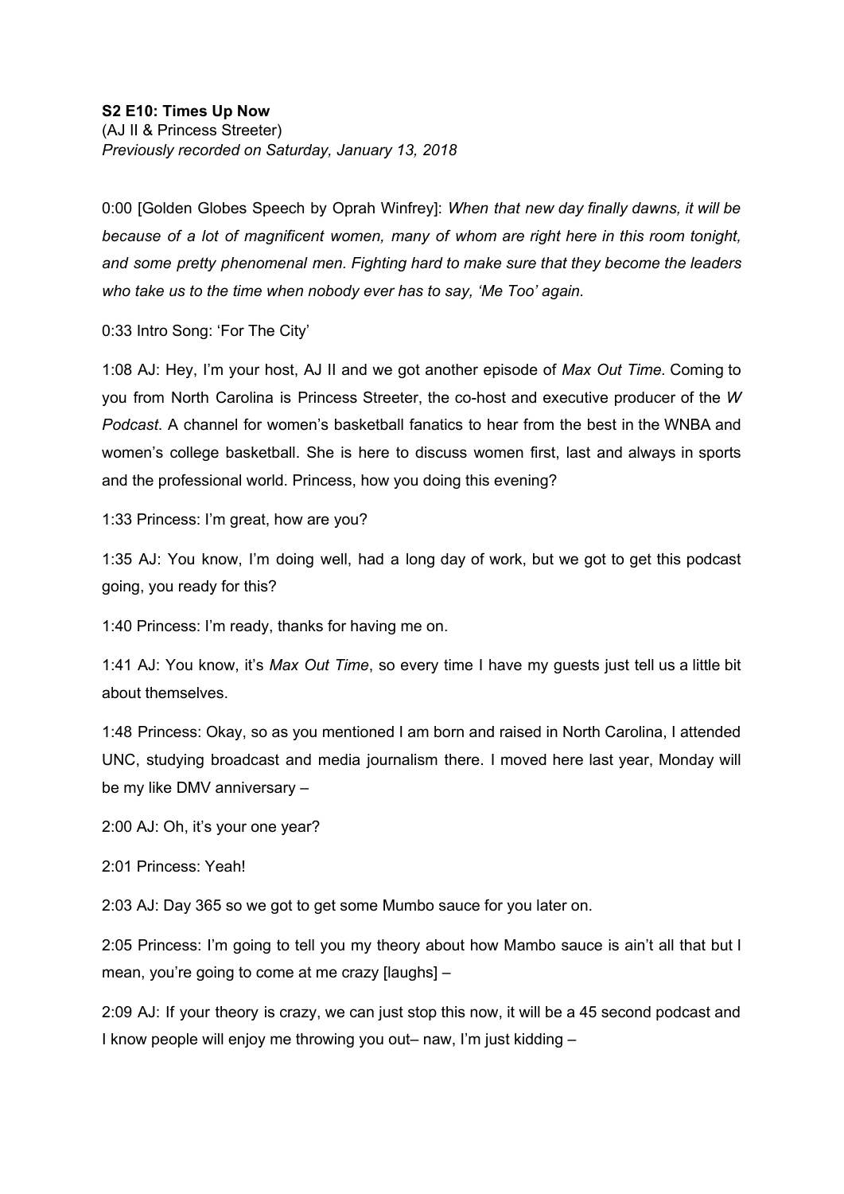**S2 E10: Times Up Now**
(AJ II & Princess Streeter)
*Previously recorded on Saturday, January 13, 2018*

0:00 [Golden Globes Speech by Oprah Winfrey]: *When that new day finally dawns, it will be because of a lot of magnificent women, many of whom are right here in this room tonight, and some pretty phenomenal men. Fighting hard to make sure that they become the leaders who take us to the time when nobody ever has to say, 'Me Too' again.*

0:33 Intro Song: 'For The City'

1:08 AJ: Hey, I'm your host, AJ II and we got another episode of *Max Out Time.* Coming to you from North Carolina is Princess Streeter, the co-host and executive producer of the *W Podcast*. A channel for women's basketball fanatics to hear from the best in the WNBA and women's college basketball. She is here to discuss women first, last and always in sports and the professional world. Princess, how you doing this evening?

1:33 Princess: I'm great, how are you?

1:35 AJ: You know, I'm doing well, had a long day of work, but we got to get this podcast going, you ready for this?

1:40 Princess: I'm ready, thanks for having me on.

1:41 AJ: You know, it's *Max Out Time*, so every time I have my guests just tell us a little bit about themselves.

1:48 Princess: Okay, so as you mentioned I am born and raised in North Carolina, I attended UNC, studying broadcast and media journalism there. I moved here last year, Monday will be my like DMV anniversary –

2:00 AJ: Oh, it's your one year?

2:01 Princess: Yeah!

2:03 AJ: Day 365 so we got to get some Mumbo sauce for you later on.

2:05 Princess: I'm going to tell you my theory about how Mambo sauce is ain't all that but I mean, you're going to come at me crazy [laughs] –

2:09 AJ: If your theory is crazy, we can just stop this now, it will be a 45 second podcast and I know people will enjoy me throwing you out– naw, I'm just kidding –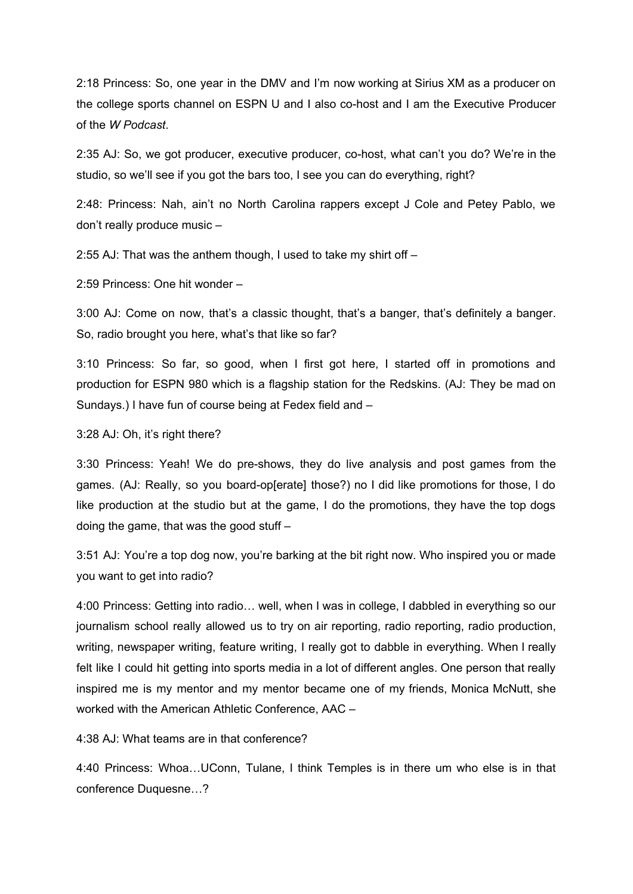2:18 Princess: So, one year in the DMV and I'm now working at Sirius XM as a producer on the college sports channel on ESPN U and I also co-host and I am the Executive Producer of the *W Podcast*.

2:35 AJ: So, we got producer, executive producer, co-host, what can't you do? We're in the studio, so we'll see if you got the bars too, I see you can do everything, right?

2:48: Princess: Nah, ain't no North Carolina rappers except J Cole and Petey Pablo, we don't really produce music –

2:55 AJ: That was the anthem though, I used to take my shirt off –

2:59 Princess: One hit wonder –

3:00 AJ: Come on now, that's a classic thought, that's a banger, that's definitely a banger. So, radio brought you here, what's that like so far?

3:10 Princess: So far, so good, when I first got here, I started off in promotions and production for ESPN 980 which is a flagship station for the Redskins. (AJ: They be mad on Sundays.) I have fun of course being at Fedex field and –

3:28 AJ: Oh, it's right there?

3:30 Princess: Yeah! We do pre-shows, they do live analysis and post games from the games. (AJ: Really, so you board-op[erate] those?) no I did like promotions for those, I do like production at the studio but at the game, I do the promotions, they have the top dogs doing the game, that was the good stuff –

3:51 AJ: You're a top dog now, you're barking at the bit right now. Who inspired you or made you want to get into radio?

4:00 Princess: Getting into radio… well, when I was in college, I dabbled in everything so our journalism school really allowed us to try on air reporting, radio reporting, radio production, writing, newspaper writing, feature writing, I really got to dabble in everything. When I really felt like I could hit getting into sports media in a lot of different angles. One person that really inspired me is my mentor and my mentor became one of my friends, Monica McNutt, she worked with the American Athletic Conference, AAC –

4:38 AJ: What teams are in that conference?

4:40 Princess: Whoa…UConn, Tulane, I think Temples is in there um who else is in that conference Duquesne…?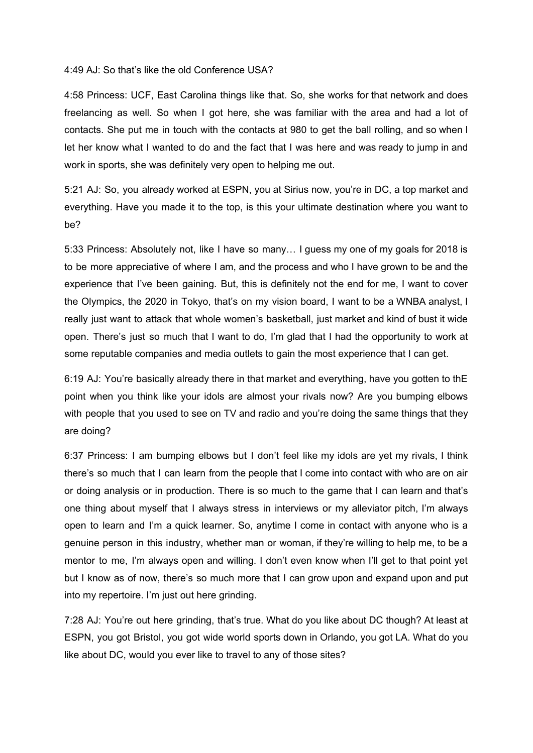4:49 AJ: So that's like the old Conference USA?

4:58 Princess: UCF, East Carolina things like that. So, she works for that network and does freelancing as well. So when I got here, she was familiar with the area and had a lot of contacts. She put me in touch with the contacts at 980 to get the ball rolling, and so when I let her know what I wanted to do and the fact that I was here and was ready to jump in and work in sports, she was definitely very open to helping me out.

5:21 AJ: So, you already worked at ESPN, you at Sirius now, you're in DC, a top market and everything. Have you made it to the top, is this your ultimate destination where you want to be?

5:33 Princess: Absolutely not, like I have so many… I guess my one of my goals for 2018 is to be more appreciative of where I am, and the process and who I have grown to be and the experience that I've been gaining. But, this is definitely not the end for me, I want to cover the Olympics, the 2020 in Tokyo, that's on my vision board, I want to be a WNBA analyst, I really just want to attack that whole women's basketball, just market and kind of bust it wide open. There's just so much that I want to do, I'm glad that I had the opportunity to work at some reputable companies and media outlets to gain the most experience that I can get.

6:19 AJ: You're basically already there in that market and everything, have you gotten to thE point when you think like your idols are almost your rivals now? Are you bumping elbows with people that you used to see on TV and radio and you're doing the same things that they are doing?

6:37 Princess: I am bumping elbows but I don't feel like my idols are yet my rivals, I think there's so much that I can learn from the people that I come into contact with who are on air or doing analysis or in production. There is so much to the game that I can learn and that's one thing about myself that I always stress in interviews or my alleviator pitch, I'm always open to learn and I'm a quick learner. So, anytime I come in contact with anyone who is a genuine person in this industry, whether man or woman, if they're willing to help me, to be a mentor to me, I'm always open and willing. I don't even know when I'll get to that point yet but I know as of now, there's so much more that I can grow upon and expand upon and put into my repertoire. I'm just out here grinding.

7:28 AJ: You're out here grinding, that's true. What do you like about DC though? At least at ESPN, you got Bristol, you got wide world sports down in Orlando, you got LA. What do you like about DC, would you ever like to travel to any of those sites?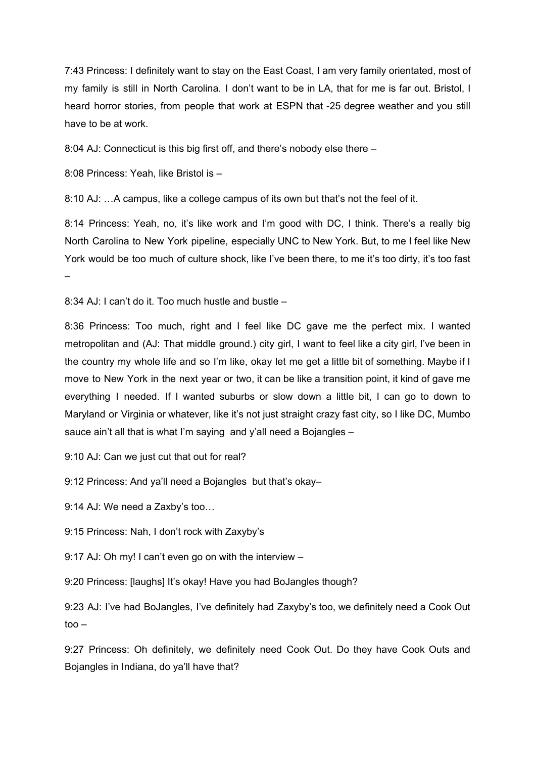7:43 Princess: I definitely want to stay on the East Coast, I am very family orientated, most of my family is still in North Carolina. I don't want to be in LA, that for me is far out. Bristol, I heard horror stories, from people that work at ESPN that -25 degree weather and you still have to be at work.

8:04 AJ: Connecticut is this big first off, and there's nobody else there –

8:08 Princess: Yeah, like Bristol is –

8:10 AJ: …A campus, like a college campus of its own but that's not the feel of it.

8:14 Princess: Yeah, no, it's like work and I'm good with DC, I think. There's a really big North Carolina to New York pipeline, especially UNC to New York. But, to me I feel like New York would be too much of culture shock, like I've been there, to me it's too dirty, it's too fast –

8:34 AJ: I can't do it. Too much hustle and bustle –

8:36 Princess: Too much, right and I feel like DC gave me the perfect mix. I wanted metropolitan and (AJ: That middle ground.) city girl, I want to feel like a city girl, I've been in the country my whole life and so I'm like, okay let me get a little bit of something. Maybe if I move to New York in the next year or two, it can be like a transition point, it kind of gave me everything I needed. If I wanted suburbs or slow down a little bit, I can go to down to Maryland or Virginia or whatever, like it's not just straight crazy fast city, so I like DC, Mumbo sauce ain't all that is what I'm saying and y'all need a Bojangles –

9:10 AJ: Can we just cut that out for real?

9:12 Princess: And ya'll need a Bojangles but that's okay–

9:14 AJ: We need a Zaxby's too…

9:15 Princess: Nah, I don't rock with Zaxyby's

9:17 AJ: Oh my! I can't even go on with the interview –

9:20 Princess: [laughs] It's okay! Have you had BoJangles though?

9:23 AJ: I've had BoJangles, I've definitely had Zaxyby's too, we definitely need a Cook Out too –

9:27 Princess: Oh definitely, we definitely need Cook Out. Do they have Cook Outs and Bojangles in Indiana, do ya'll have that?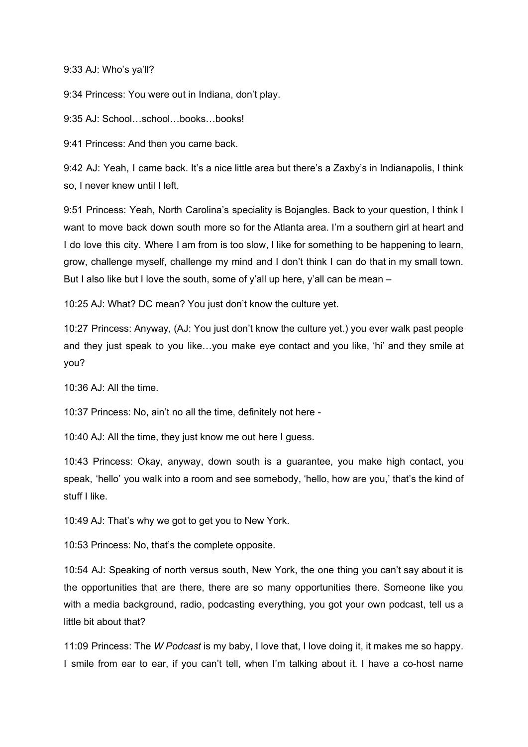9:33 AJ: Who's ya'll?

9:34 Princess: You were out in Indiana, don't play.

9:35 AJ: School…school…books…books!

9:41 Princess: And then you came back.

9:42 AJ: Yeah, I came back. It's a nice little area but there's a Zaxby's in Indianapolis, I think so, I never knew until I left.

9:51 Princess: Yeah, North Carolina's speciality is Bojangles. Back to your question, I think I want to move back down south more so for the Atlanta area. I'm a southern girl at heart and I do love this city. Where I am from is too slow, I like for something to be happening to learn, grow, challenge myself, challenge my mind and I don't think I can do that in my small town. But I also like but I love the south, some of y'all up here, y'all can be mean –

10:25 AJ: What? DC mean? You just don't know the culture yet.

10:27 Princess: Anyway, (AJ: You just don't know the culture yet.) you ever walk past people and they just speak to you like…you make eye contact and you like, 'hi' and they smile at you?

10:36 AJ: All the time.

10:37 Princess: No, ain't no all the time, definitely not here -

10:40 AJ: All the time, they just know me out here I guess.

10:43 Princess: Okay, anyway, down south is a guarantee, you make high contact, you speak, 'hello' you walk into a room and see somebody, 'hello, how are you,' that's the kind of stuff I like.

10:49 AJ: That's why we got to get you to New York.

10:53 Princess: No, that's the complete opposite.

10:54 AJ: Speaking of north versus south, New York, the one thing you can't say about it is the opportunities that are there, there are so many opportunities there. Someone like you with a media background, radio, podcasting everything, you got your own podcast, tell us a little bit about that?

11:09 Princess: The *W Podcast* is my baby, I love that, I love doing it, it makes me so happy. I smile from ear to ear, if you can't tell, when I'm talking about it. I have a co-host name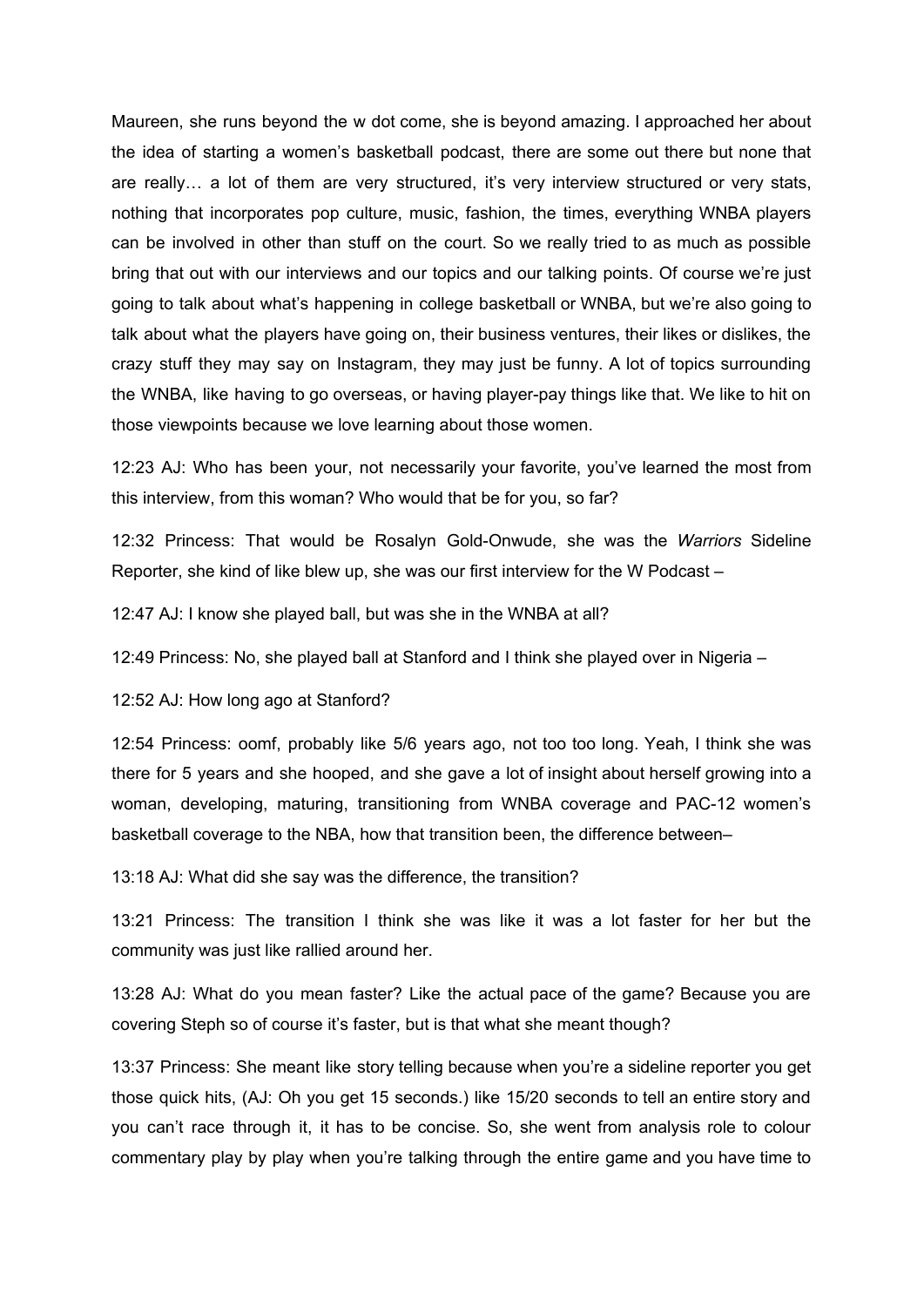Maureen, she runs beyond the w dot come, she is beyond amazing. I approached her about the idea of starting a women's basketball podcast, there are some out there but none that are really… a lot of them are very structured, it's very interview structured or very stats, nothing that incorporates pop culture, music, fashion, the times, everything WNBA players can be involved in other than stuff on the court. So we really tried to as much as possible bring that out with our interviews and our topics and our talking points. Of course we're just going to talk about what's happening in college basketball or WNBA, but we're also going to talk about what the players have going on, their business ventures, their likes or dislikes, the crazy stuff they may say on Instagram, they may just be funny. A lot of topics surrounding the WNBA, like having to go overseas, or having player-pay things like that. We like to hit on those viewpoints because we love learning about those women.

12:23 AJ: Who has been your, not necessarily your favorite, you've learned the most from this interview, from this woman? Who would that be for you, so far?

12:32 Princess: That would be Rosalyn Gold-Onwude, she was the *Warriors* Sideline Reporter, she kind of like blew up, she was our first interview for the W Podcast –

12:47 AJ: I know she played ball, but was she in the WNBA at all?

12:49 Princess: No, she played ball at Stanford and I think she played over in Nigeria –

12:52 AJ: How long ago at Stanford?

12:54 Princess: oomf, probably like 5/6 years ago, not too too long. Yeah, I think she was there for 5 years and she hooped, and she gave a lot of insight about herself growing into a woman, developing, maturing, transitioning from WNBA coverage and PAC-12 women's basketball coverage to the NBA, how that transition been, the difference between–

13:18 AJ: What did she say was the difference, the transition?

13:21 Princess: The transition I think she was like it was a lot faster for her but the community was just like rallied around her.

13:28 AJ: What do you mean faster? Like the actual pace of the game? Because you are covering Steph so of course it's faster, but is that what she meant though?

13:37 Princess: She meant like story telling because when you're a sideline reporter you get those quick hits, (AJ: Oh you get 15 seconds.) like 15/20 seconds to tell an entire story and you can't race through it, it has to be concise. So, she went from analysis role to colour commentary play by play when you're talking through the entire game and you have time to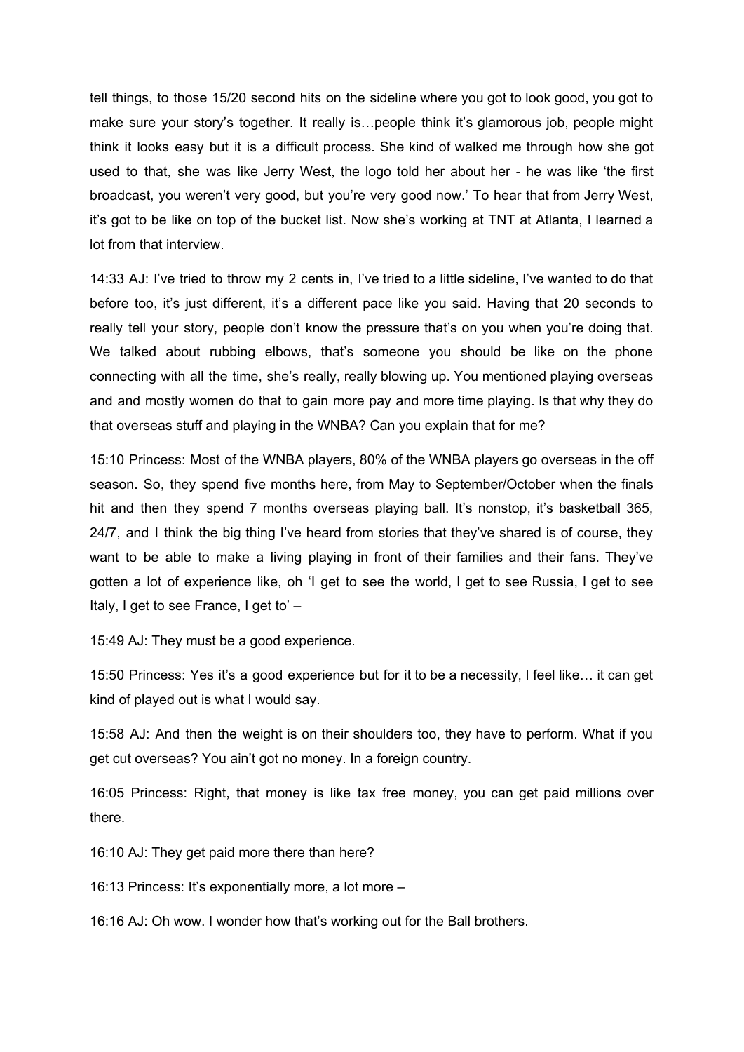tell things, to those 15/20 second hits on the sideline where you got to look good, you got to make sure your story's together. It really is…people think it's glamorous job, people might think it looks easy but it is a difficult process. She kind of walked me through how she got used to that, she was like Jerry West, the logo told her about her - he was like 'the first broadcast, you weren't very good, but you're very good now.' To hear that from Jerry West, it's got to be like on top of the bucket list. Now she's working at TNT at Atlanta, I learned a lot from that interview.

14:33 AJ: I've tried to throw my 2 cents in, I've tried to a little sideline, I've wanted to do that before too, it's just different, it's a different pace like you said. Having that 20 seconds to really tell your story, people don't know the pressure that's on you when you're doing that. We talked about rubbing elbows, that's someone you should be like on the phone connecting with all the time, she's really, really blowing up. You mentioned playing overseas and and mostly women do that to gain more pay and more time playing. Is that why they do that overseas stuff and playing in the WNBA? Can you explain that for me?

15:10 Princess: Most of the WNBA players, 80% of the WNBA players go overseas in the off season. So, they spend five months here, from May to September/October when the finals hit and then they spend 7 months overseas playing ball. It's nonstop, it's basketball 365, 24/7, and I think the big thing I've heard from stories that they've shared is of course, they want to be able to make a living playing in front of their families and their fans. They've gotten a lot of experience like, oh 'I get to see the world, I get to see Russia, I get to see Italy, I get to see France, I get to' –

15:49 AJ: They must be a good experience.

15:50 Princess: Yes it's a good experience but for it to be a necessity, I feel like… it can get kind of played out is what I would say.

15:58 AJ: And then the weight is on their shoulders too, they have to perform. What if you get cut overseas? You ain't got no money. In a foreign country.

16:05 Princess: Right, that money is like tax free money, you can get paid millions over there.

16:10 AJ: They get paid more there than here?

16:13 Princess: It's exponentially more, a lot more –

16:16 AJ: Oh wow. I wonder how that's working out for the Ball brothers.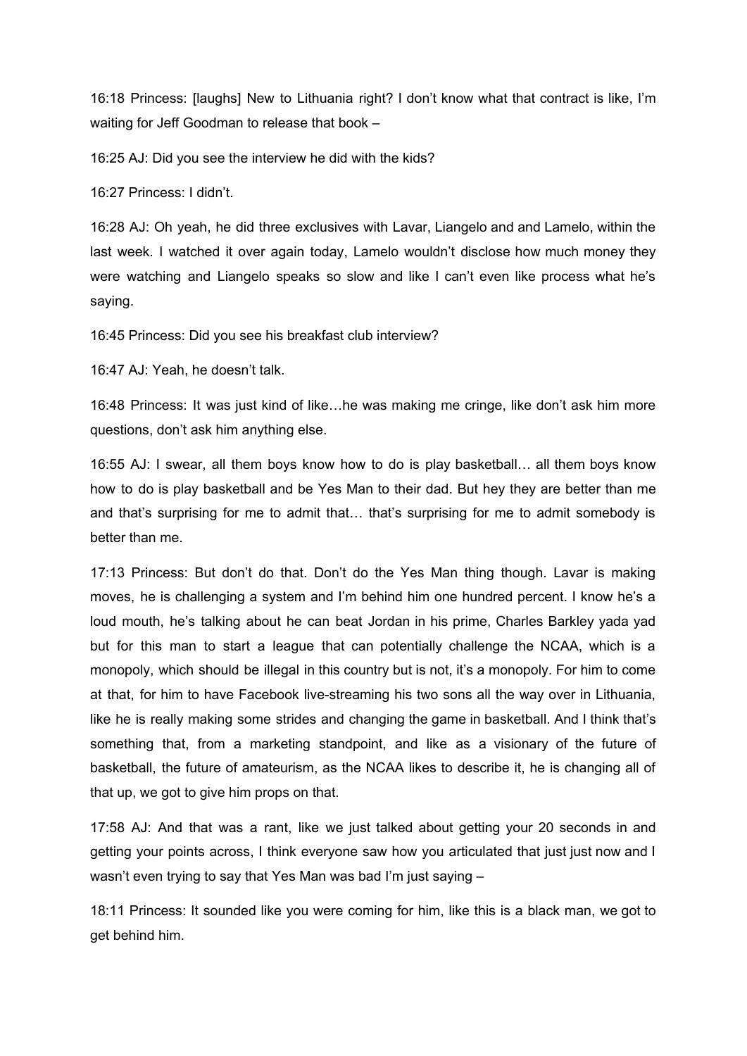16:18 Princess: [laughs] New to Lithuania right? I don't know what that contract is like, I'm waiting for Jeff Goodman to release that book –

16:25 AJ: Did you see the interview he did with the kids?

16:27 Princess: I didn't.

16:28 AJ: Oh yeah, he did three exclusives with Lavar, Liangelo and and Lamelo, within the last week. I watched it over again today, Lamelo wouldn't disclose how much money they were watching and Liangelo speaks so slow and like I can't even like process what he's saying.

16:45 Princess: Did you see his breakfast club interview?

16:47 AJ: Yeah, he doesn't talk.

16:48 Princess: It was just kind of like…he was making me cringe, like don't ask him more questions, don't ask him anything else.

16:55 AJ: I swear, all them boys know how to do is play basketball… all them boys know how to do is play basketball and be Yes Man to their dad. But hey they are better than me and that's surprising for me to admit that… that's surprising for me to admit somebody is better than me.

17:13 Princess: But don't do that. Don't do the Yes Man thing though. Lavar is making moves, he is challenging a system and I'm behind him one hundred percent. I know he's a loud mouth, he's talking about he can beat Jordan in his prime, Charles Barkley yada yad but for this man to start a league that can potentially challenge the NCAA, which is a monopoly, which should be illegal in this country but is not, it's a monopoly. For him to come at that, for him to have Facebook live-streaming his two sons all the way over in Lithuania, like he is really making some strides and changing the game in basketball. And I think that's something that, from a marketing standpoint, and like as a visionary of the future of basketball, the future of amateurism, as the NCAA likes to describe it, he is changing all of that up, we got to give him props on that.

17:58 AJ: And that was a rant, like we just talked about getting your 20 seconds in and getting your points across, I think everyone saw how you articulated that just just now and I wasn't even trying to say that Yes Man was bad I'm just saying –

18:11 Princess: It sounded like you were coming for him, like this is a black man, we got to get behind him.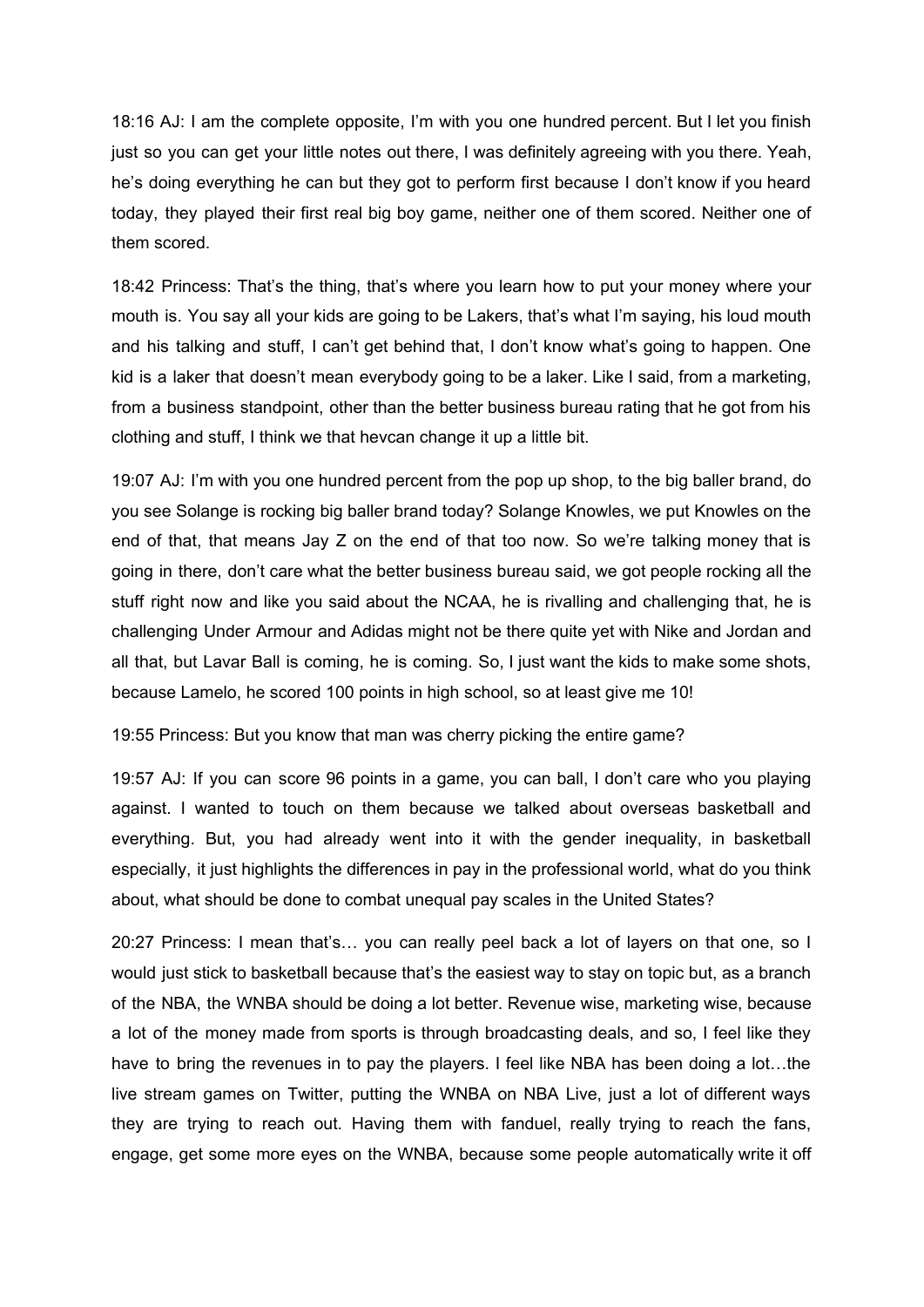18:16 AJ: I am the complete opposite, I'm with you one hundred percent. But I let you finish just so you can get your little notes out there, I was definitely agreeing with you there. Yeah, he's doing everything he can but they got to perform first because I don't know if you heard today, they played their first real big boy game, neither one of them scored. Neither one of them scored.

18:42 Princess: That's the thing, that's where you learn how to put your money where your mouth is. You say all your kids are going to be Lakers, that's what I'm saying, his loud mouth and his talking and stuff, I can't get behind that, I don't know what's going to happen. One kid is a laker that doesn't mean everybody going to be a laker. Like I said, from a marketing, from a business standpoint, other than the better business bureau rating that he got from his clothing and stuff, I think we that hevcan change it up a little bit.

19:07 AJ: I'm with you one hundred percent from the pop up shop, to the big baller brand, do you see Solange is rocking big baller brand today? Solange Knowles, we put Knowles on the end of that, that means Jay Z on the end of that too now. So we're talking money that is going in there, don't care what the better business bureau said, we got people rocking all the stuff right now and like you said about the NCAA, he is rivalling and challenging that, he is challenging Under Armour and Adidas might not be there quite yet with Nike and Jordan and all that, but Lavar Ball is coming, he is coming. So, I just want the kids to make some shots, because Lamelo, he scored 100 points in high school, so at least give me 10!

19:55 Princess: But you know that man was cherry picking the entire game?

19:57 AJ: If you can score 96 points in a game, you can ball, I don't care who you playing against. I wanted to touch on them because we talked about overseas basketball and everything. But, you had already went into it with the gender inequality, in basketball especially, it just highlights the differences in pay in the professional world, what do you think about, what should be done to combat unequal pay scales in the United States?

20:27 Princess: I mean that's… you can really peel back a lot of layers on that one, so I would just stick to basketball because that's the easiest way to stay on topic but, as a branch of the NBA, the WNBA should be doing a lot better. Revenue wise, marketing wise, because a lot of the money made from sports is through broadcasting deals, and so, I feel like they have to bring the revenues in to pay the players. I feel like NBA has been doing a lot…the live stream games on Twitter, putting the WNBA on NBA Live, just a lot of different ways they are trying to reach out. Having them with fanduel, really trying to reach the fans, engage, get some more eyes on the WNBA, because some people automatically write it off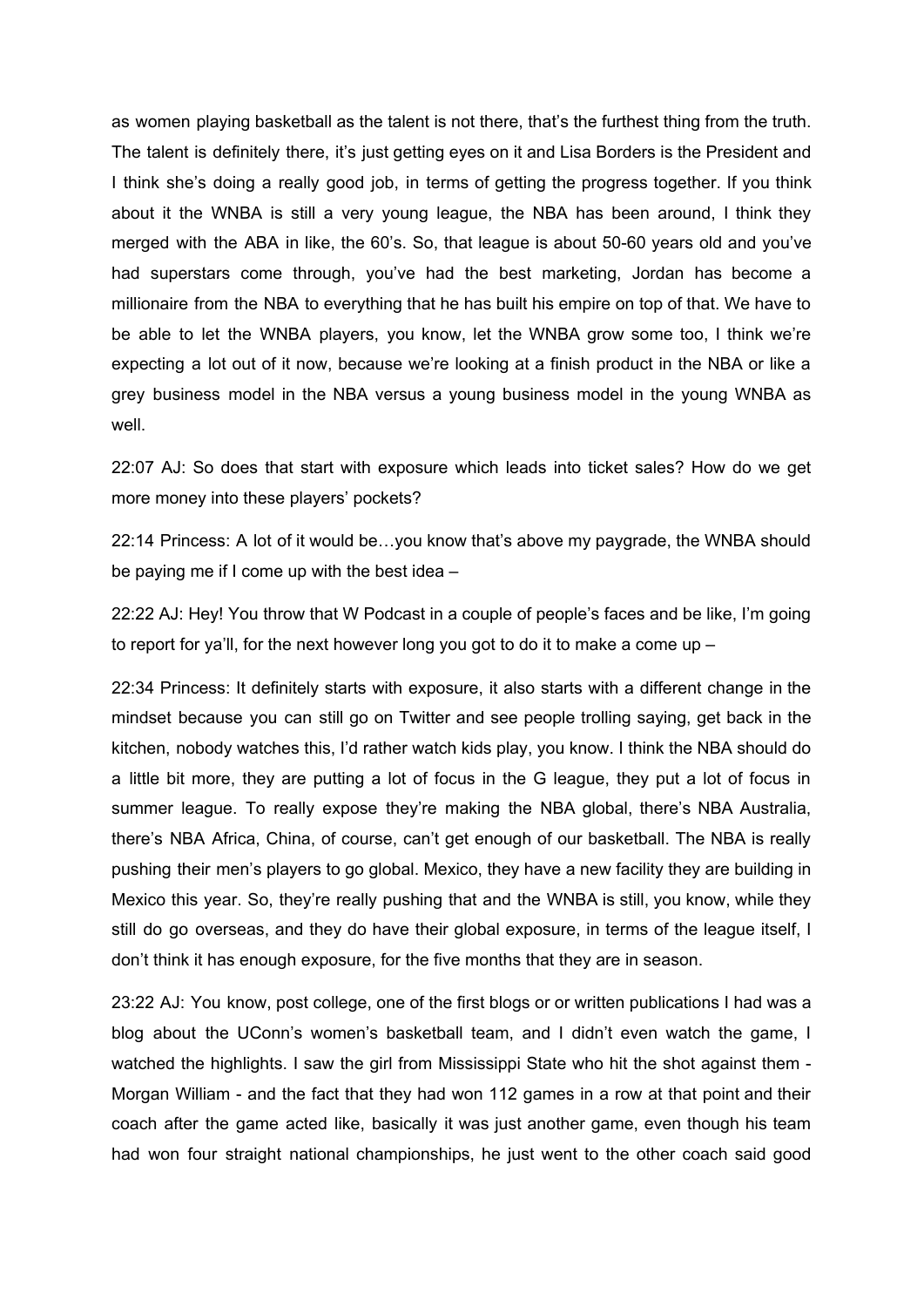as women playing basketball as the talent is not there, that's the furthest thing from the truth. The talent is definitely there, it's just getting eyes on it and Lisa Borders is the President and I think she's doing a really good job, in terms of getting the progress together. If you think about it the WNBA is still a very young league, the NBA has been around, I think they merged with the ABA in like, the 60's. So, that league is about 50-60 years old and you've had superstars come through, you've had the best marketing, Jordan has become a millionaire from the NBA to everything that he has built his empire on top of that. We have to be able to let the WNBA players, you know, let the WNBA grow some too, I think we're expecting a lot out of it now, because we're looking at a finish product in the NBA or like a grey business model in the NBA versus a young business model in the young WNBA as well.

22:07 AJ: So does that start with exposure which leads into ticket sales? How do we get more money into these players' pockets?

22:14 Princess: A lot of it would be…you know that's above my paygrade, the WNBA should be paying me if I come up with the best idea –

22:22 AJ: Hey! You throw that W Podcast in a couple of people's faces and be like, I'm going to report for ya'll, for the next however long you got to do it to make a come up –

22:34 Princess: It definitely starts with exposure, it also starts with a different change in the mindset because you can still go on Twitter and see people trolling saying, get back in the kitchen, nobody watches this, I'd rather watch kids play, you know. I think the NBA should do a little bit more, they are putting a lot of focus in the G league, they put a lot of focus in summer league. To really expose they're making the NBA global, there's NBA Australia, there's NBA Africa, China, of course, can't get enough of our basketball. The NBA is really pushing their men's players to go global. Mexico, they have a new facility they are building in Mexico this year. So, they're really pushing that and the WNBA is still, you know, while they still do go overseas, and they do have their global exposure, in terms of the league itself, I don't think it has enough exposure, for the five months that they are in season.

23:22 AJ: You know, post college, one of the first blogs or or written publications I had was a blog about the UConn's women's basketball team, and I didn't even watch the game, I watched the highlights. I saw the girl from Mississippi State who hit the shot against them - Morgan William - and the fact that they had won 112 games in a row at that point and their coach after the game acted like, basically it was just another game, even though his team had won four straight national championships, he just went to the other coach said good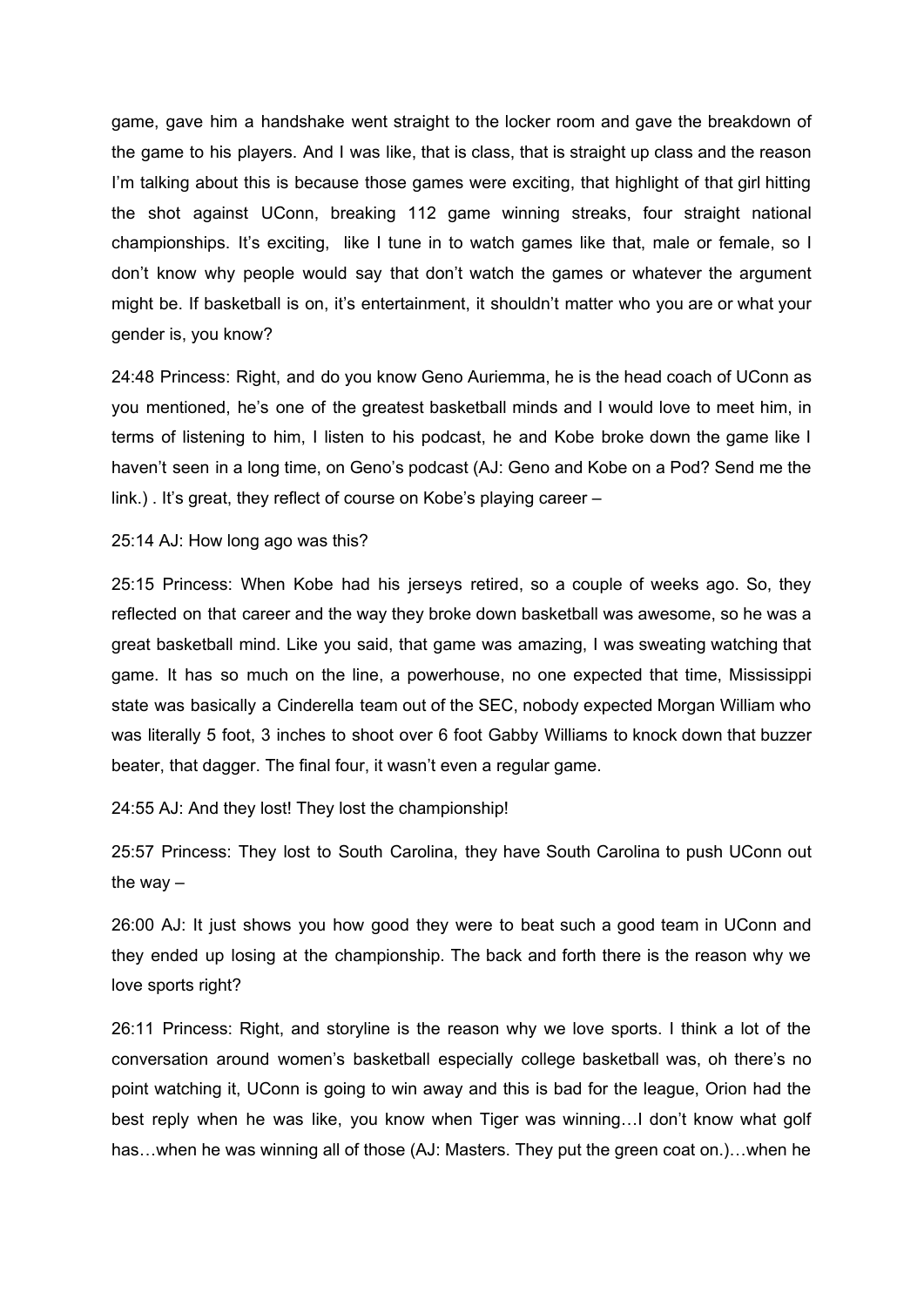game, gave him a handshake went straight to the locker room and gave the breakdown of the game to his players. And I was like, that is class, that is straight up class and the reason I'm talking about this is because those games were exciting, that highlight of that girl hitting the shot against UConn, breaking 112 game winning streaks, four straight national championships. It's exciting, like I tune in to watch games like that, male or female, so I don't know why people would say that don't watch the games or whatever the argument might be. If basketball is on, it's entertainment, it shouldn't matter who you are or what your gender is, you know?

24:48 Princess: Right, and do you know Geno Auriemma, he is the head coach of UConn as you mentioned, he's one of the greatest basketball minds and I would love to meet him, in terms of listening to him, I listen to his podcast, he and Kobe broke down the game like I haven't seen in a long time, on Geno's podcast (AJ: Geno and Kobe on a Pod? Send me the link.) . It's great, they reflect of course on Kobe's playing career –

25:14 AJ: How long ago was this?

25:15 Princess: When Kobe had his jerseys retired, so a couple of weeks ago. So, they reflected on that career and the way they broke down basketball was awesome, so he was a great basketball mind. Like you said, that game was amazing, I was sweating watching that game. It has so much on the line, a powerhouse, no one expected that time, Mississippi state was basically a Cinderella team out of the SEC, nobody expected Morgan William who was literally 5 foot, 3 inches to shoot over 6 foot Gabby Williams to knock down that buzzer beater, that dagger. The final four, it wasn't even a regular game.

24:55 AJ: And they lost! They lost the championship!

25:57 Princess: They lost to South Carolina, they have South Carolina to push UConn out the way –

26:00 AJ: It just shows you how good they were to beat such a good team in UConn and they ended up losing at the championship. The back and forth there is the reason why we love sports right?

26:11 Princess: Right, and storyline is the reason why we love sports. I think a lot of the conversation around women's basketball especially college basketball was, oh there's no point watching it, UConn is going to win away and this is bad for the league, Orion had the best reply when he was like, you know when Tiger was winning…I don't know what golf has…when he was winning all of those (AJ: Masters. They put the green coat on.)…when he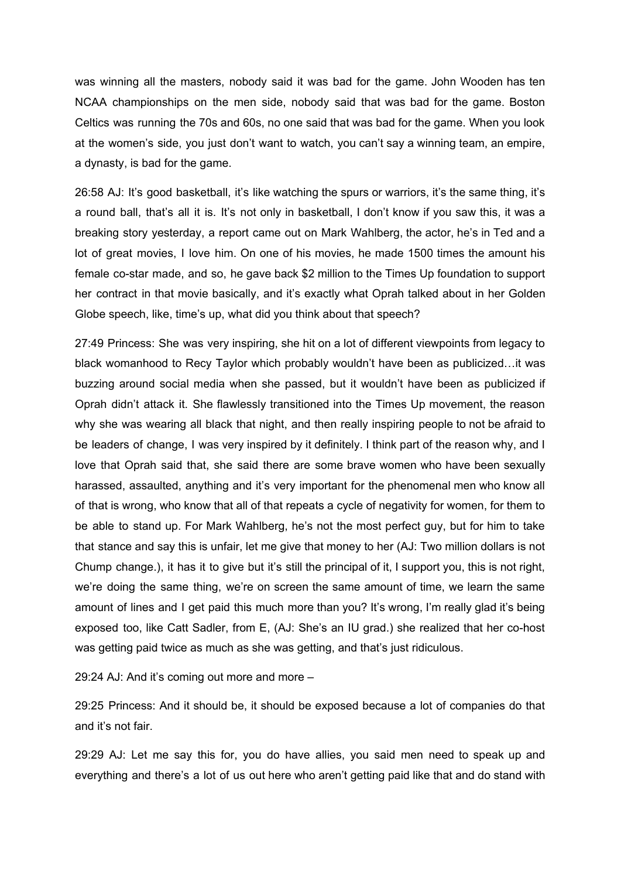was winning all the masters, nobody said it was bad for the game. John Wooden has ten NCAA championships on the men side, nobody said that was bad for the game. Boston Celtics was running the 70s and 60s, no one said that was bad for the game. When you look at the women's side, you just don't want to watch, you can't say a winning team, an empire, a dynasty, is bad for the game.

26:58 AJ: It's good basketball, it's like watching the spurs or warriors, it's the same thing, it's a round ball, that's all it is. It's not only in basketball, I don't know if you saw this, it was a breaking story yesterday, a report came out on Mark Wahlberg, the actor, he's in Ted and a lot of great movies, I love him. On one of his movies, he made 1500 times the amount his female co-star made, and so, he gave back $2 million to the Times Up foundation to support her contract in that movie basically, and it's exactly what Oprah talked about in her Golden Globe speech, like, time's up, what did you think about that speech?

27:49 Princess: She was very inspiring, she hit on a lot of different viewpoints from legacy to black womanhood to Recy Taylor which probably wouldn't have been as publicized…it was buzzing around social media when she passed, but it wouldn't have been as publicized if Oprah didn't attack it. She flawlessly transitioned into the Times Up movement, the reason why she was wearing all black that night, and then really inspiring people to not be afraid to be leaders of change, I was very inspired by it definitely. I think part of the reason why, and I love that Oprah said that, she said there are some brave women who have been sexually harassed, assaulted, anything and it's very important for the phenomenal men who know all of that is wrong, who know that all of that repeats a cycle of negativity for women, for them to be able to stand up. For Mark Wahlberg, he's not the most perfect guy, but for him to take that stance and say this is unfair, let me give that money to her (AJ: Two million dollars is not Chump change.), it has it to give but it's still the principal of it, I support you, this is not right, we're doing the same thing, we're on screen the same amount of time, we learn the same amount of lines and I get paid this much more than you? It's wrong, I'm really glad it's being exposed too, like Catt Sadler, from E, (AJ: She's an IU grad.) she realized that her co-host was getting paid twice as much as she was getting, and that's just ridiculous.

29:24 AJ: And it's coming out more and more –

29:25 Princess: And it should be, it should be exposed because a lot of companies do that and it's not fair.

29:29 AJ: Let me say this for, you do have allies, you said men need to speak up and everything and there's a lot of us out here who aren't getting paid like that and do stand with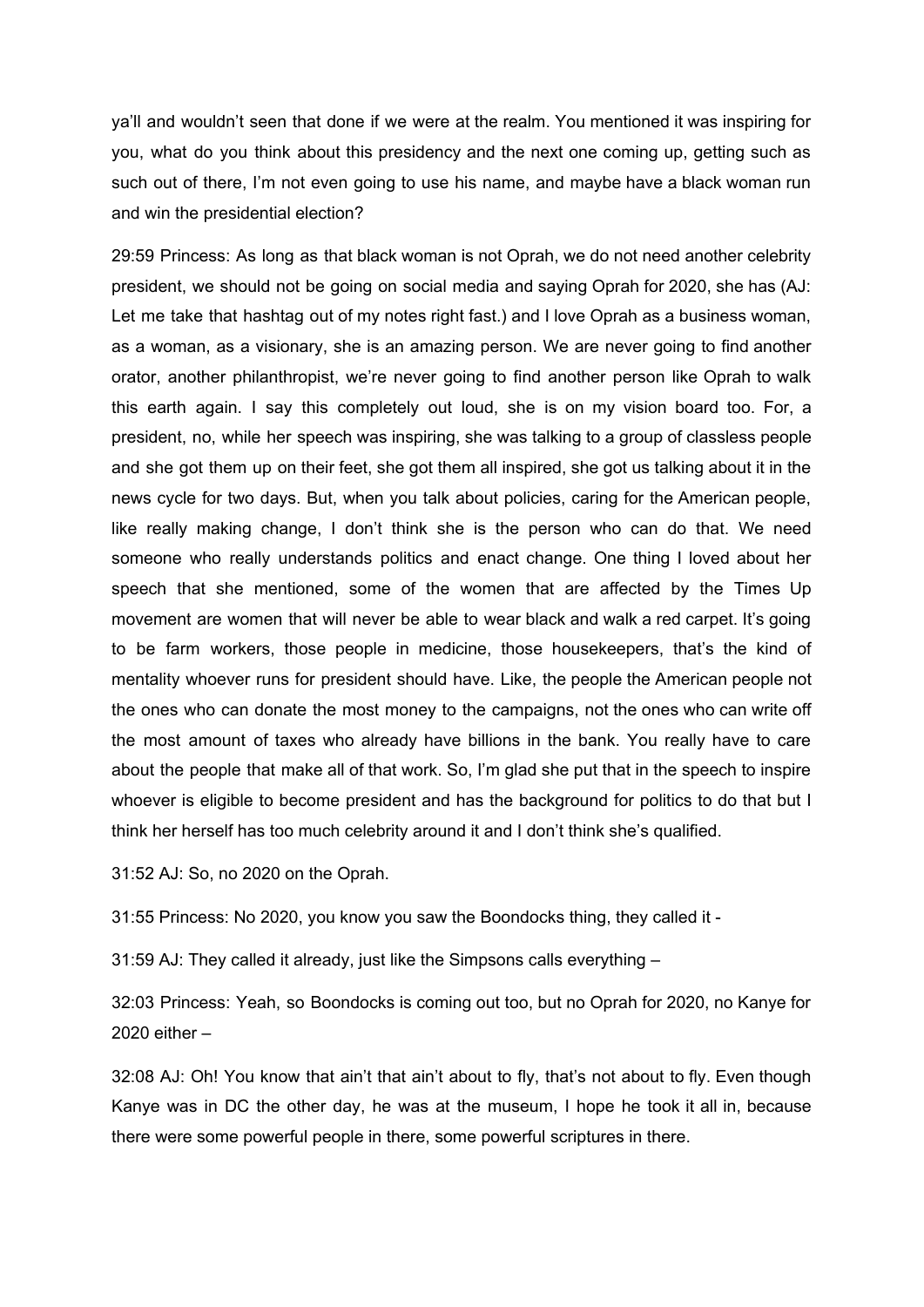ya'll and wouldn't seen that done if we were at the realm. You mentioned it was inspiring for you, what do you think about this presidency and the next one coming up, getting such as such out of there, I'm not even going to use his name, and maybe have a black woman run and win the presidential election?

29:59 Princess: As long as that black woman is not Oprah, we do not need another celebrity president, we should not be going on social media and saying Oprah for 2020, she has (AJ: Let me take that hashtag out of my notes right fast.) and I love Oprah as a business woman, as a woman, as a visionary, she is an amazing person. We are never going to find another orator, another philanthropist, we're never going to find another person like Oprah to walk this earth again. I say this completely out loud, she is on my vision board too. For, a president, no, while her speech was inspiring, she was talking to a group of classless people and she got them up on their feet, she got them all inspired, she got us talking about it in the news cycle for two days. But, when you talk about policies, caring for the American people, like really making change, I don't think she is the person who can do that. We need someone who really understands politics and enact change. One thing I loved about her speech that she mentioned, some of the women that are affected by the Times Up movement are women that will never be able to wear black and walk a red carpet. It's going to be farm workers, those people in medicine, those housekeepers, that's the kind of mentality whoever runs for president should have. Like, the people the American people not the ones who can donate the most money to the campaigns, not the ones who can write off the most amount of taxes who already have billions in the bank. You really have to care about the people that make all of that work. So, I'm glad she put that in the speech to inspire whoever is eligible to become president and has the background for politics to do that but I think her herself has too much celebrity around it and I don't think she's qualified.

31:52 AJ: So, no 2020 on the Oprah.

31:55 Princess: No 2020, you know you saw the Boondocks thing, they called it -

31:59 AJ: They called it already, just like the Simpsons calls everything –

32:03 Princess: Yeah, so Boondocks is coming out too, but no Oprah for 2020, no Kanye for 2020 either –

32:08 AJ: Oh! You know that ain't that ain't about to fly, that's not about to fly. Even though Kanye was in DC the other day, he was at the museum, I hope he took it all in, because there were some powerful people in there, some powerful scriptures in there.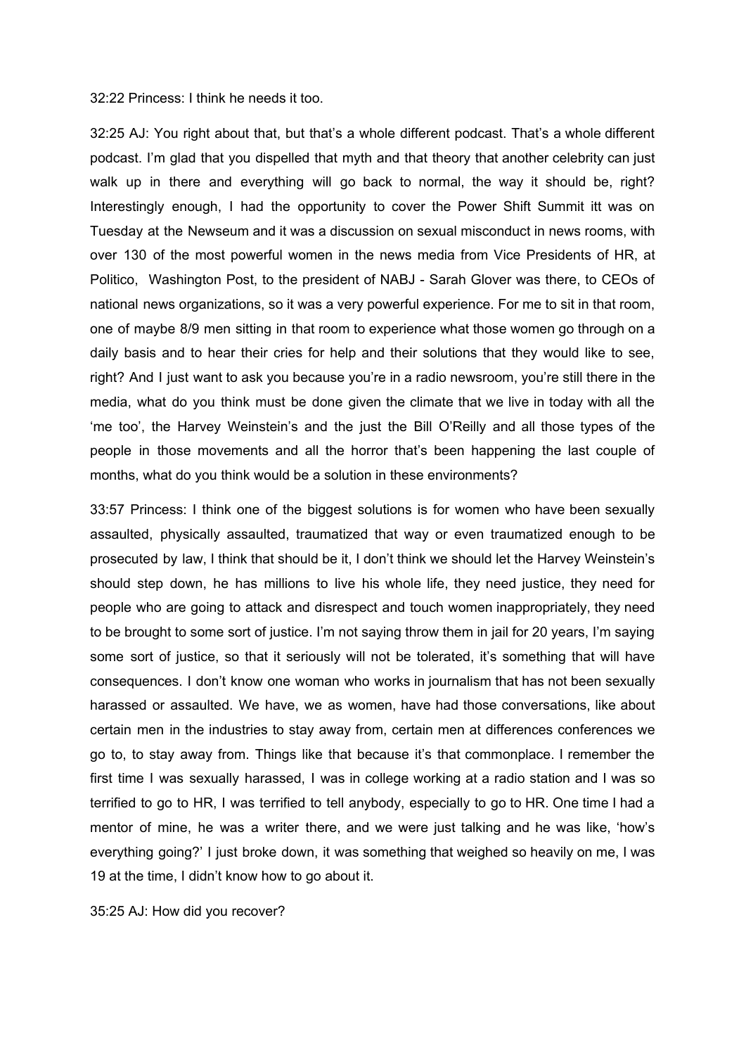32:22 Princess: I think he needs it too.

32:25 AJ: You right about that, but that's a whole different podcast. That's a whole different podcast. I'm glad that you dispelled that myth and that theory that another celebrity can just walk up in there and everything will go back to normal, the way it should be, right? Interestingly enough, I had the opportunity to cover the Power Shift Summit itt was on Tuesday at the Newseum and it was a discussion on sexual misconduct in news rooms, with over 130 of the most powerful women in the news media from Vice Presidents of HR, at Politico, Washington Post, to the president of NABJ - Sarah Glover was there, to CEOs of national news organizations, so it was a very powerful experience. For me to sit in that room, one of maybe 8/9 men sitting in that room to experience what those women go through on a daily basis and to hear their cries for help and their solutions that they would like to see, right? And I just want to ask you because you're in a radio newsroom, you're still there in the media, what do you think must be done given the climate that we live in today with all the 'me too', the Harvey Weinstein's and the just the Bill O'Reilly and all those types of the people in those movements and all the horror that's been happening the last couple of months, what do you think would be a solution in these environments?

33:57 Princess: I think one of the biggest solutions is for women who have been sexually assaulted, physically assaulted, traumatized that way or even traumatized enough to be prosecuted by law, I think that should be it, I don't think we should let the Harvey Weinstein's should step down, he has millions to live his whole life, they need justice, they need for people who are going to attack and disrespect and touch women inappropriately, they need to be brought to some sort of justice. I'm not saying throw them in jail for 20 years, I'm saying some sort of justice, so that it seriously will not be tolerated, it's something that will have consequences. I don't know one woman who works in journalism that has not been sexually harassed or assaulted. We have, we as women, have had those conversations, like about certain men in the industries to stay away from, certain men at differences conferences we go to, to stay away from. Things like that because it's that commonplace. I remember the first time I was sexually harassed, I was in college working at a radio station and I was so terrified to go to HR, I was terrified to tell anybody, especially to go to HR. One time I had a mentor of mine, he was a writer there, and we were just talking and he was like, 'how's everything going?' I just broke down, it was something that weighed so heavily on me, I was 19 at the time, I didn't know how to go about it.

35:25 AJ: How did you recover?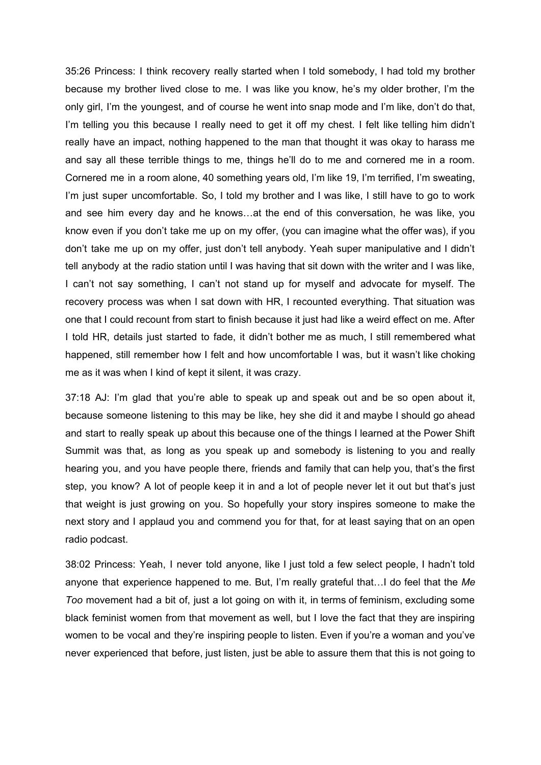35:26 Princess: I think recovery really started when I told somebody, I had told my brother because my brother lived close to me. I was like you know, he's my older brother, I'm the only girl, I'm the youngest, and of course he went into snap mode and I'm like, don't do that, I'm telling you this because I really need to get it off my chest. I felt like telling him didn't really have an impact, nothing happened to the man that thought it was okay to harass me and say all these terrible things to me, things he'll do to me and cornered me in a room. Cornered me in a room alone, 40 something years old, I'm like 19, I'm terrified, I'm sweating, I'm just super uncomfortable. So, I told my brother and I was like, I still have to go to work and see him every day and he knows…at the end of this conversation, he was like, you know even if you don't take me up on my offer, (you can imagine what the offer was), if you don't take me up on my offer, just don't tell anybody. Yeah super manipulative and I didn't tell anybody at the radio station until I was having that sit down with the writer and I was like, I can't not say something, I can't not stand up for myself and advocate for myself. The recovery process was when I sat down with HR, I recounted everything. That situation was one that I could recount from start to finish because it just had like a weird effect on me. After I told HR, details just started to fade, it didn't bother me as much, I still remembered what happened, still remember how I felt and how uncomfortable I was, but it wasn't like choking me as it was when I kind of kept it silent, it was crazy.

37:18 AJ: I'm glad that you're able to speak up and speak out and be so open about it, because someone listening to this may be like, hey she did it and maybe I should go ahead and start to really speak up about this because one of the things I learned at the Power Shift Summit was that, as long as you speak up and somebody is listening to you and really hearing you, and you have people there, friends and family that can help you, that's the first step, you know? A lot of people keep it in and a lot of people never let it out but that's just that weight is just growing on you. So hopefully your story inspires someone to make the next story and I applaud you and commend you for that, for at least saying that on an open radio podcast.

38:02 Princess: Yeah, I never told anyone, like I just told a few select people, I hadn't told anyone that experience happened to me. But, I'm really grateful that…I do feel that the *Me Too* movement had a bit of, just a lot going on with it, in terms of feminism, excluding some black feminist women from that movement as well, but I love the fact that they are inspiring women to be vocal and they're inspiring people to listen. Even if you're a woman and you've never experienced that before, just listen, just be able to assure them that this is not going to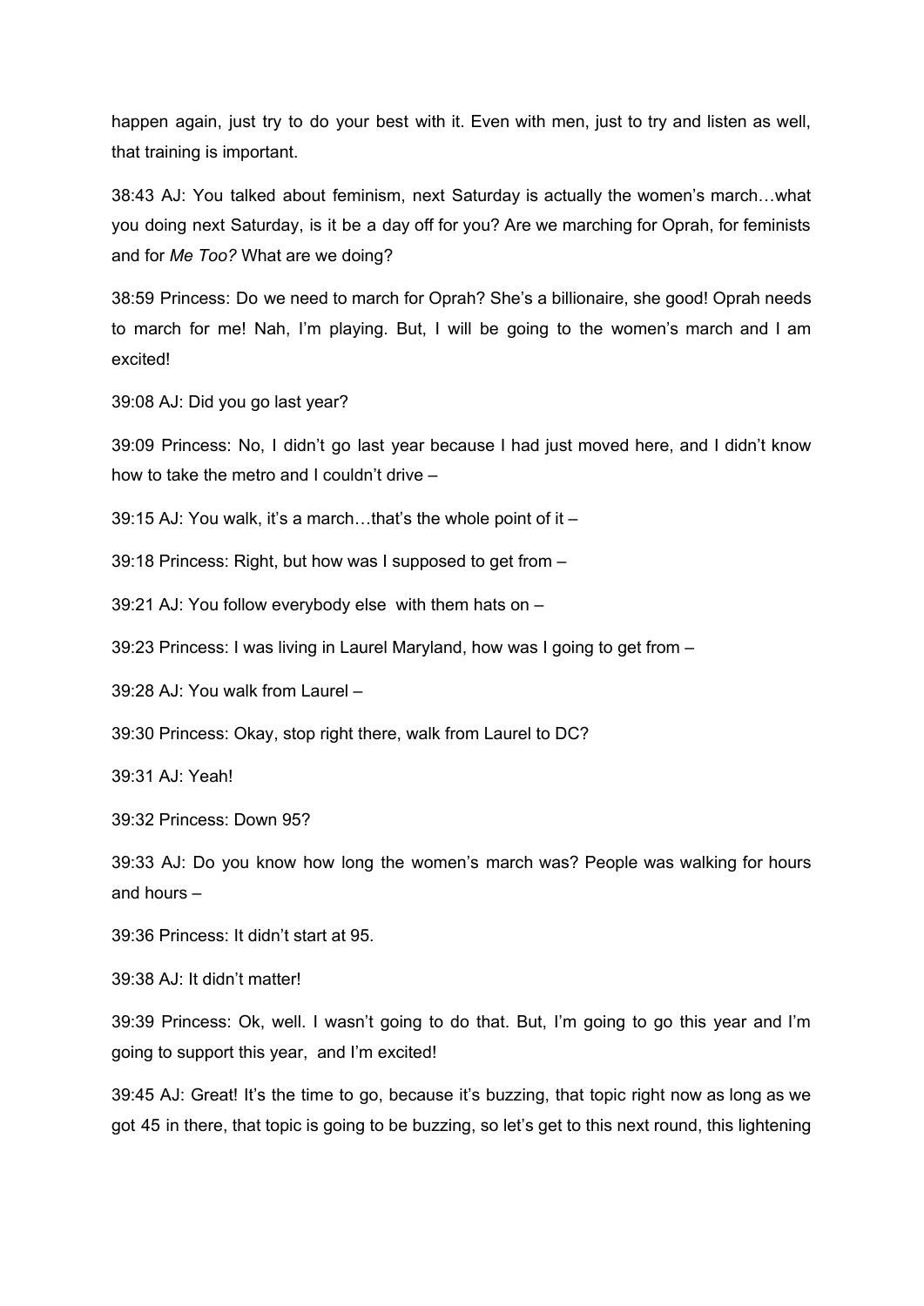happen again, just try to do your best with it. Even with men, just to try and listen as well, that training is important.

38:43 AJ: You talked about feminism, next Saturday is actually the women's march…what you doing next Saturday, is it be a day off for you? Are we marching for Oprah, for feminists and for *Me Too?* What are we doing?

38:59 Princess: Do we need to march for Oprah? She's a billionaire, she good! Oprah needs to march for me! Nah, I'm playing. But, I will be going to the women's march and I am excited!

39:08 AJ: Did you go last year?

39:09 Princess: No, I didn't go last year because I had just moved here, and I didn't know how to take the metro and I couldn't drive –

39:15 AJ: You walk, it's a march…that's the whole point of it –

39:18 Princess: Right, but how was I supposed to get from –

39:21 AJ: You follow everybody else with them hats on –

39:23 Princess: I was living in Laurel Maryland, how was I going to get from –

39:28 AJ: You walk from Laurel –

39:30 Princess: Okay, stop right there, walk from Laurel to DC?

39:31 AJ: Yeah!

39:32 Princess: Down 95?

39:33 AJ: Do you know how long the women's march was? People was walking for hours and hours –

39:36 Princess: It didn't start at 95.

39:38 AJ: It didn't matter!

39:39 Princess: Ok, well. I wasn't going to do that. But, I'm going to go this year and I'm going to support this year, and I'm excited!

39:45 AJ: Great! It's the time to go, because it's buzzing, that topic right now as long as we got 45 in there, that topic is going to be buzzing, so let's get to this next round, this lightening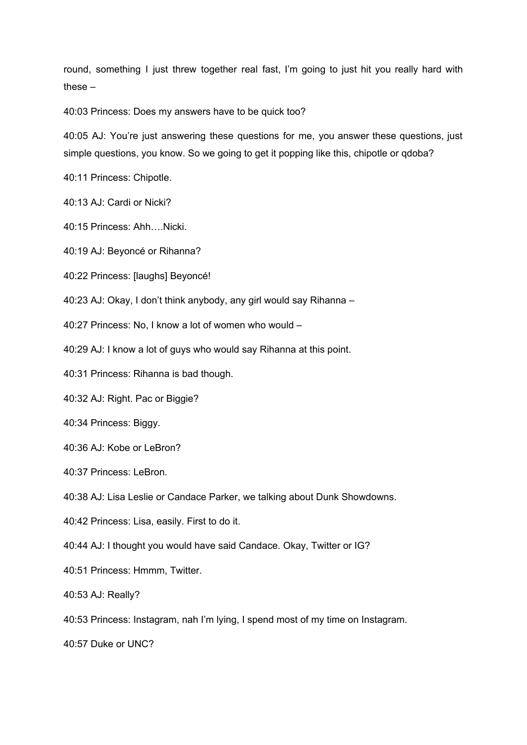round, something I just threw together real fast, I'm going to just hit you really hard with these –

40:03 Princess: Does my answers have to be quick too?

40:05 AJ: You're just answering these questions for me, you answer these questions, just simple questions, you know. So we going to get it popping like this, chipotle or qdoba?

40:11 Princess: Chipotle.

40:13 AJ: Cardi or Nicki?

40:15 Princess: Ahh….Nicki.

40:19 AJ: Beyoncé or Rihanna?

40:22 Princess: [laughs] Beyoncé!

40:23 AJ: Okay, I don't think anybody, any girl would say Rihanna –

40:27 Princess: No, I know a lot of women who would –

40:29 AJ: I know a lot of guys who would say Rihanna at this point.

40:31 Princess: Rihanna is bad though.

40:32 AJ: Right. Pac or Biggie?

40:34 Princess: Biggy.

40:36 AJ: Kobe or LeBron?

40:37 Princess: LeBron.

40:38 AJ: Lisa Leslie or Candace Parker, we talking about Dunk Showdowns.

40:42 Princess: Lisa, easily. First to do it.

40:44 AJ: I thought you would have said Candace. Okay, Twitter or IG?

40:51 Princess: Hmmm, Twitter.

40:53 AJ: Really?

40:53 Princess: Instagram, nah I'm lying, I spend most of my time on Instagram.

40:57 Duke or UNC?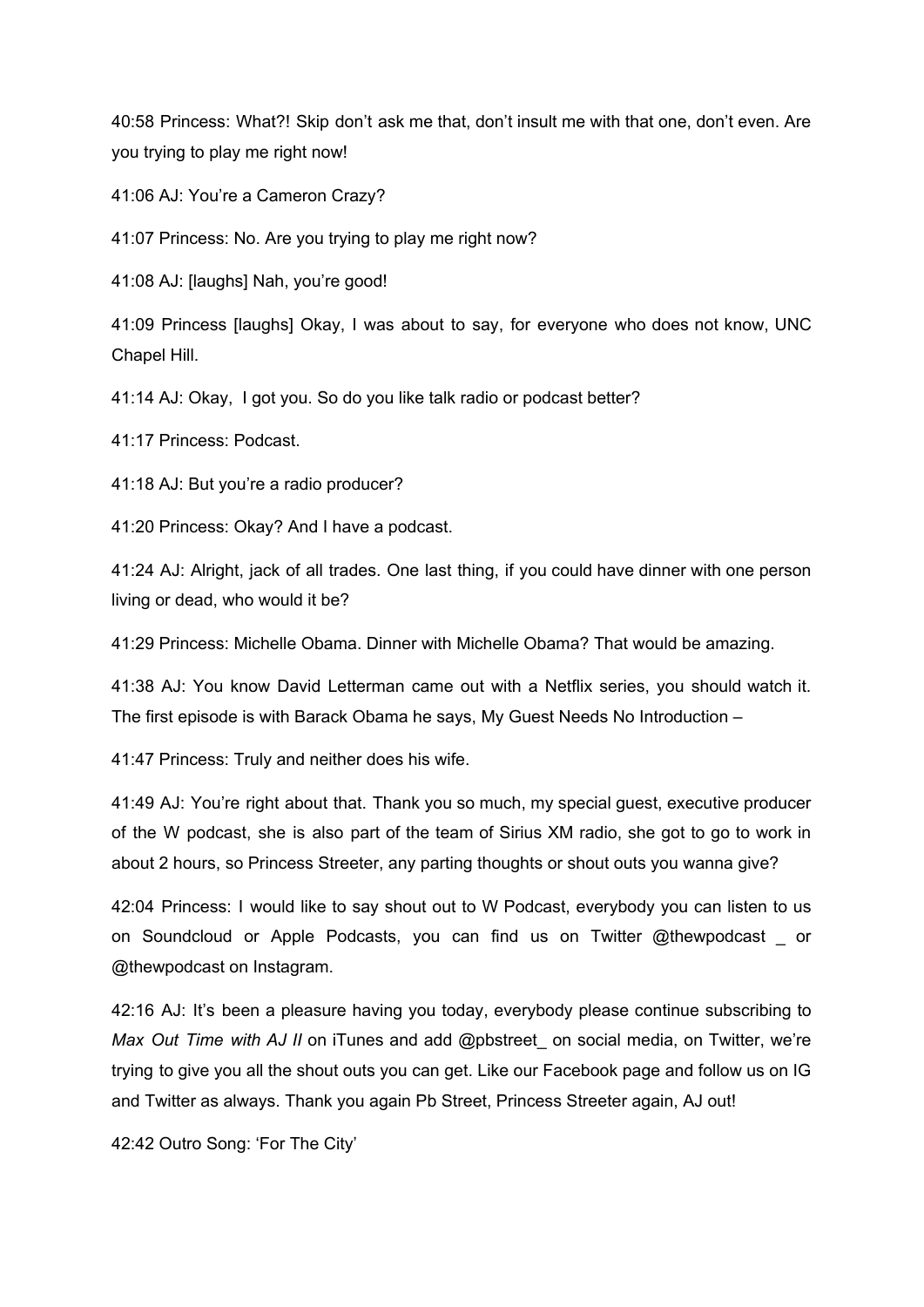40:58 Princess: What?! Skip don't ask me that, don't insult me with that one, don't even. Are you trying to play me right now!

41:06 AJ: You're a Cameron Crazy?

41:07 Princess: No. Are you trying to play me right now?

41:08 AJ: [laughs] Nah, you're good!

41:09 Princess [laughs] Okay, I was about to say, for everyone who does not know, UNC Chapel Hill.

41:14 AJ: Okay,  I got you. So do you like talk radio or podcast better?

41:17 Princess: Podcast.

41:18 AJ: But you're a radio producer?

41:20 Princess: Okay? And I have a podcast.

41:24 AJ: Alright, jack of all trades. One last thing, if you could have dinner with one person living or dead, who would it be?

41:29 Princess: Michelle Obama. Dinner with Michelle Obama? That would be amazing.

41:38 AJ: You know David Letterman came out with a Netflix series, you should watch it. The first episode is with Barack Obama he says, My Guest Needs No Introduction –

41:47 Princess: Truly and neither does his wife.

41:49 AJ: You're right about that. Thank you so much, my special guest, executive producer of the W podcast, she is also part of the team of Sirius XM radio, she got to go to work in about 2 hours, so Princess Streeter, any parting thoughts or shout outs you wanna give?

42:04 Princess: I would like to say shout out to W Podcast, everybody you can listen to us on Soundcloud or Apple Podcasts, you can find us on Twitter @thewpodcast _ or @thewpodcast on Instagram.

42:16 AJ: It's been a pleasure having you today, everybody please continue subscribing to *Max Out Time with AJ II* on iTunes and add @pbstreet_ on social media, on Twitter, we're trying to give you all the shout outs you can get. Like our Facebook page and follow us on IG and Twitter as always. Thank you again Pb Street, Princess Streeter again, AJ out!

42:42 Outro Song: 'For The City'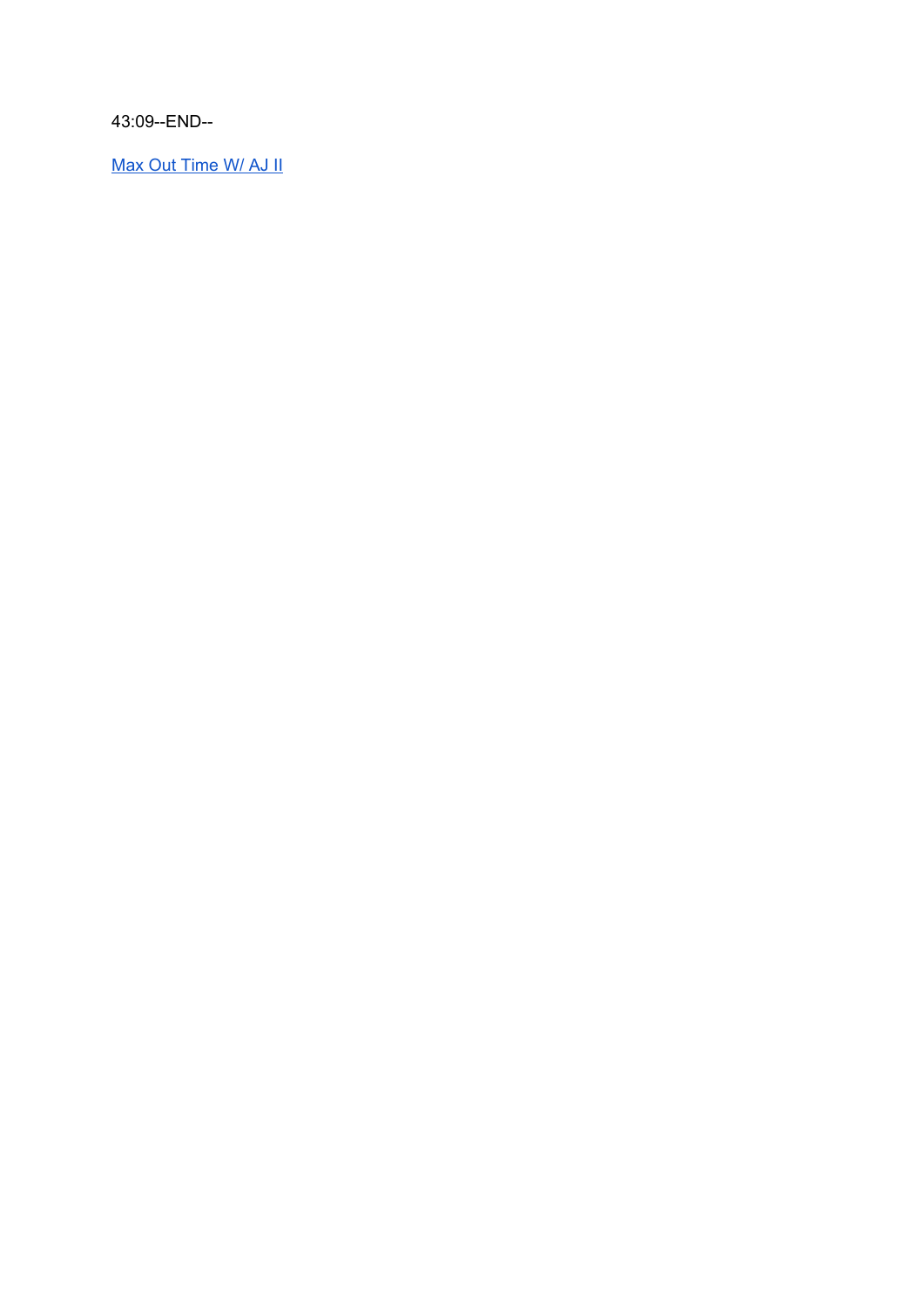43:09--END--

[Max Out Time W/ AJ II]